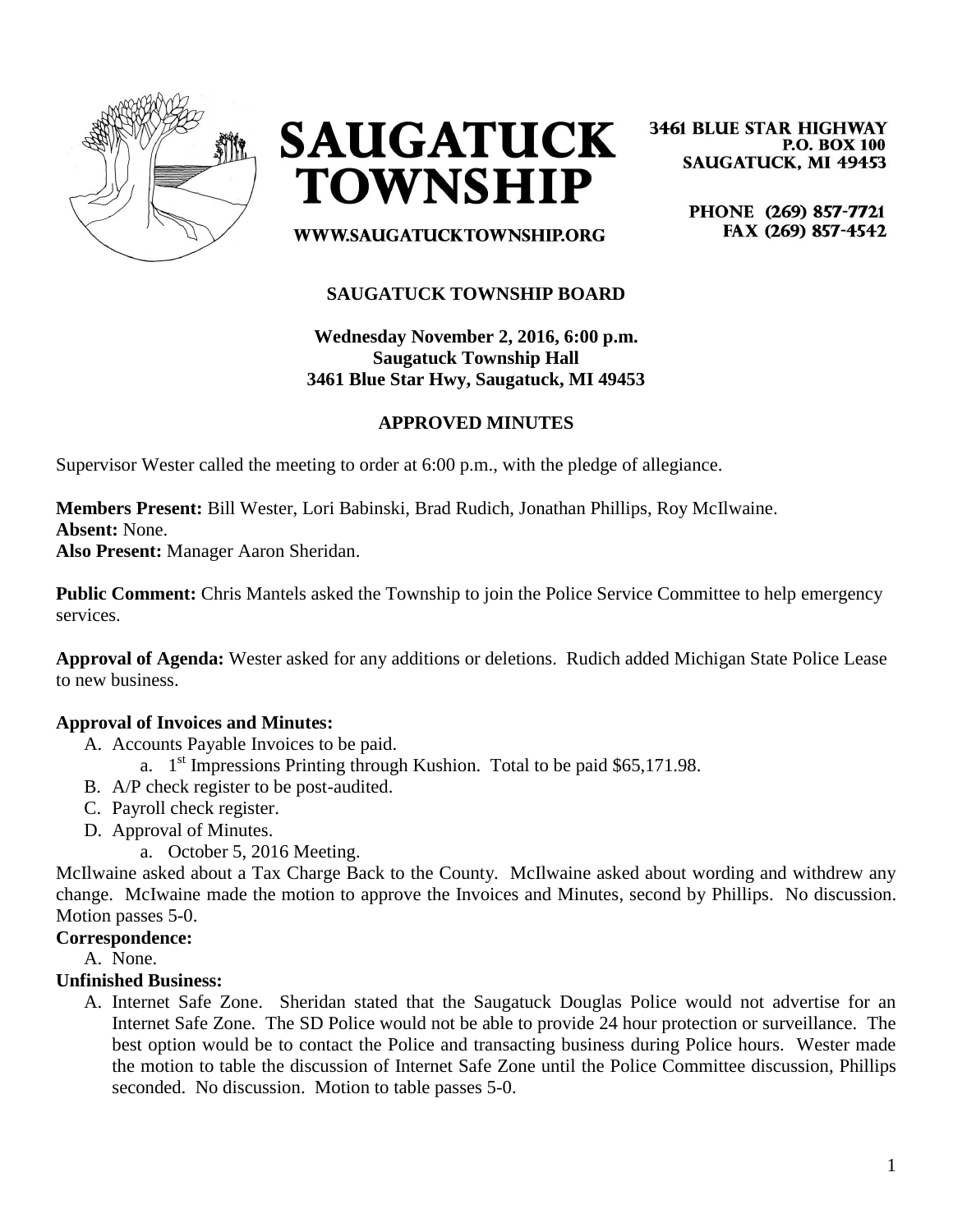**SAUGATUCK TOWNSHIP**

WWW.SAUGATUCKTOWNSHIP.ORG

3461 BLUE STAR HIGHWAY
P.O. BOX 100
SAUGATUCK, MI 49453

PHONE (269) 857-7721
FAX (269) 857-4542

## SAUGATUCK TOWNSHIP BOARD

**Wednesday November 2, 2016, 6:00 p.m.**
**Saugatuck Township Hall**
**3461 Blue Star Hwy, Saugatuck, MI 49453**

### APPROVED MINUTES

Supervisor Wester called the meeting to order at 6:00 p.m., with the pledge of allegiance.

**Members Present:** Bill Wester, Lori Babinski, Brad Rudich, Jonathan Phillips, Roy McIlwaine.
**Absent:** None.
**Also Present:** Manager Aaron Sheridan.

**Public Comment:** Chris Mantels asked the Township to join the Police Service Committee to help emergency services.

**Approval of Agenda:** Wester asked for any additions or deletions. Rudich added Michigan State Police Lease to new business.

**Approval of Invoices and Minutes:**

A. Accounts Payable Invoices to be paid.
   a. 1st Impressions Printing through Kushion. Total to be paid $65,171.98.
B. A/P check register to be post-audited.
C. Payroll check register.
D. Approval of Minutes.
   a. October 5, 2016 Meeting.

McIlwaine asked about a Tax Charge Back to the County. McIlwaine asked about wording and withdrew any change. McIwaine made the motion to approve the Invoices and Minutes, second by Phillips. No discussion. Motion passes 5-0.

**Correspondence:**

A. None.

**Unfinished Business:**

A. Internet Safe Zone. Sheridan stated that the Saugatuck Douglas Police would not advertise for an Internet Safe Zone. The SD Police would not be able to provide 24 hour protection or surveillance. The best option would be to contact the Police and transacting business during Police hours. Wester made the motion to table the discussion of Internet Safe Zone until the Police Committee discussion, Phillips seconded. No discussion. Motion to table passes 5-0.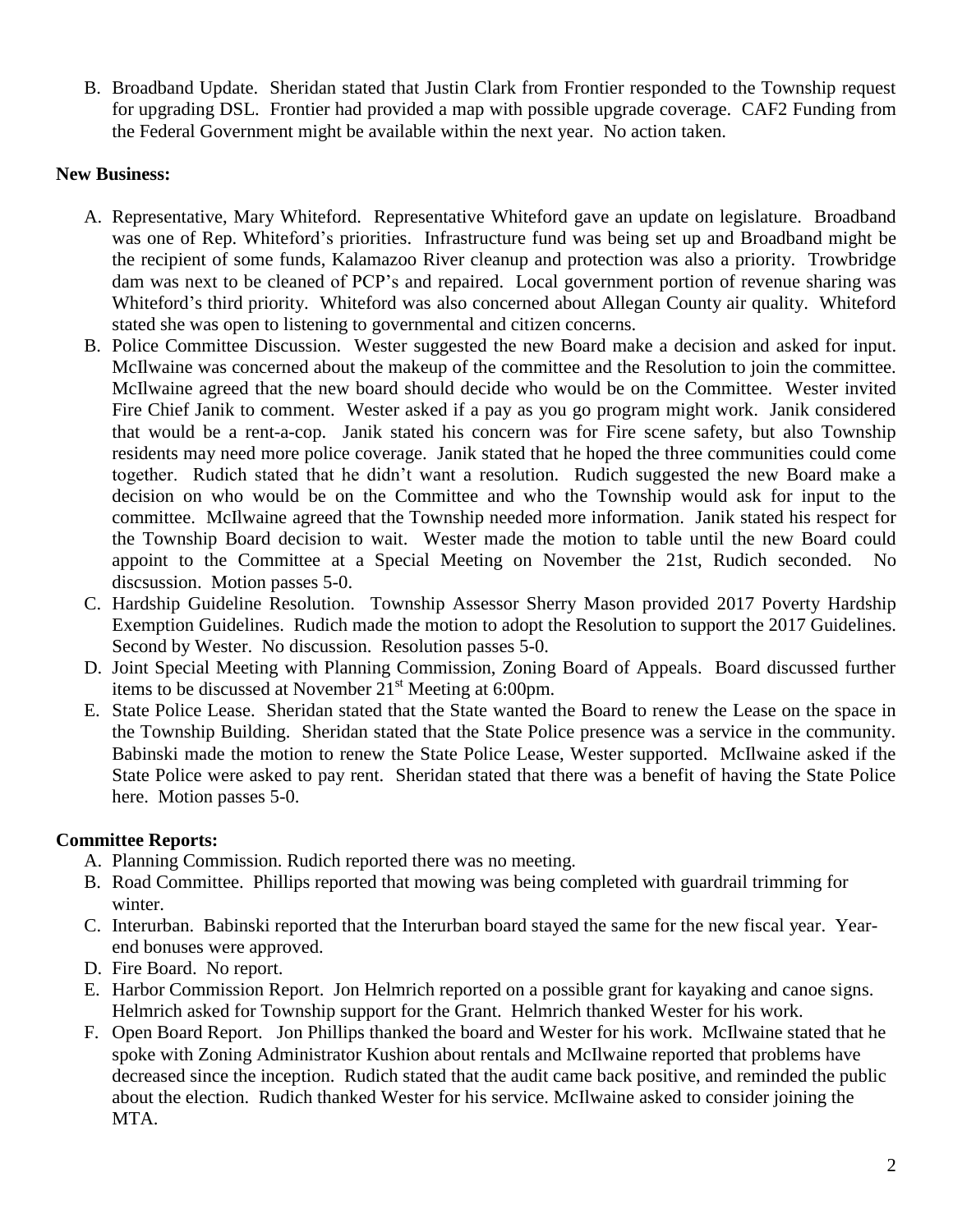B. Broadband Update. Sheridan stated that Justin Clark from Frontier responded to the Township request for upgrading DSL. Frontier had provided a map with possible upgrade coverage. CAF2 Funding from the Federal Government might be available within the next year. No action taken.

**New Business:**

A. Representative, Mary Whiteford. Representative Whiteford gave an update on legislature. Broadband was one of Rep. Whiteford's priorities. Infrastructure fund was being set up and Broadband might be the recipient of some funds, Kalamazoo River cleanup and protection was also a priority. Trowbridge dam was next to be cleaned of PCP's and repaired. Local government portion of revenue sharing was Whiteford's third priority. Whiteford was also concerned about Allegan County air quality. Whiteford stated she was open to listening to governmental and citizen concerns.

B. Police Committee Discussion. Wester suggested the new Board make a decision and asked for input. McIlwaine was concerned about the makeup of the committee and the Resolution to join the committee. McIlwaine agreed that the new board should decide who would be on the Committee. Wester invited Fire Chief Janik to comment. Wester asked if a pay as you go program might work. Janik considered that would be a rent-a-cop. Janik stated his concern was for Fire scene safety, but also Township residents may need more police coverage. Janik stated that he hoped the three communities could come together. Rudich stated that he didn't want a resolution. Rudich suggested the new Board make a decision on who would be on the Committee and who the Township would ask for input to the committee. McIlwaine agreed that the Township needed more information. Janik stated his respect for the Township Board decision to wait. Wester made the motion to table until the new Board could appoint to the Committee at a Special Meeting on November the 21st, Rudich seconded. No discsussion. Motion passes 5-0.

C. Hardship Guideline Resolution. Township Assessor Sherry Mason provided 2017 Poverty Hardship Exemption Guidelines. Rudich made the motion to adopt the Resolution to support the 2017 Guidelines. Second by Wester. No discussion. Resolution passes 5-0.

D. Joint Special Meeting with Planning Commission, Zoning Board of Appeals. Board discussed further items to be discussed at November 21st Meeting at 6:00pm.

E. State Police Lease. Sheridan stated that the State wanted the Board to renew the Lease on the space in the Township Building. Sheridan stated that the State Police presence was a service in the community. Babinski made the motion to renew the State Police Lease, Wester supported. McIlwaine asked if the State Police were asked to pay rent. Sheridan stated that there was a benefit of having the State Police here. Motion passes 5-0.

**Committee Reports:**

A. Planning Commission. Rudich reported there was no meeting.

B. Road Committee. Phillips reported that mowing was being completed with guardrail trimming for winter.

C. Interurban. Babinski reported that the Interurban board stayed the same for the new fiscal year. Year-end bonuses were approved.

D. Fire Board. No report.

E. Harbor Commission Report. Jon Helmrich reported on a possible grant for kayaking and canoe signs. Helmrich asked for Township support for the Grant. Helmrich thanked Wester for his work.

F. Open Board Report. Jon Phillips thanked the board and Wester for his work. McIlwaine stated that he spoke with Zoning Administrator Kushion about rentals and McIlwaine reported that problems have decreased since the inception. Rudich stated that the audit came back positive, and reminded the public about the election. Rudich thanked Wester for his service. McIlwaine asked to consider joining the MTA.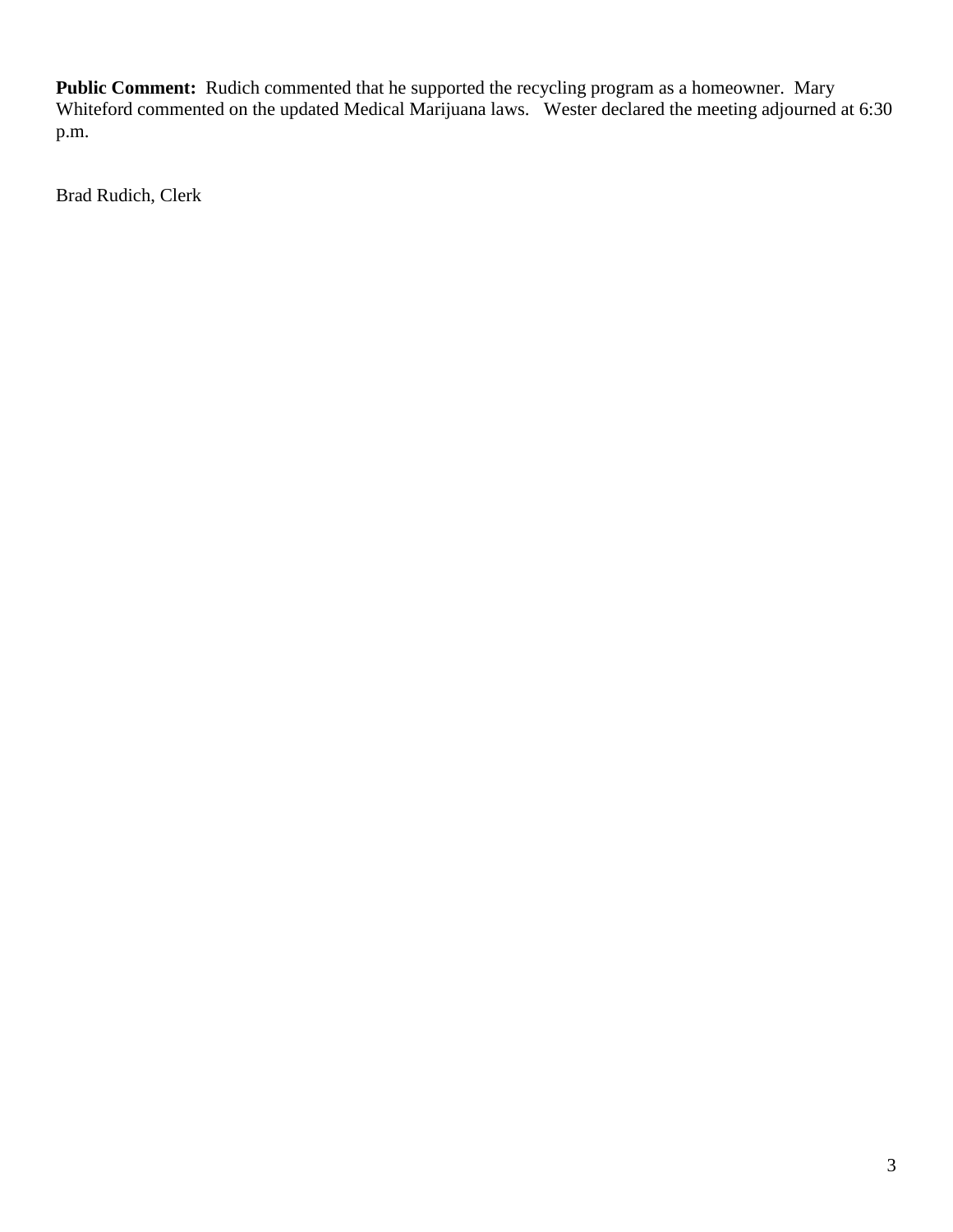**Public Comment:** Rudich commented that he supported the recycling program as a homeowner. Mary Whiteford commented on the updated Medical Marijuana laws. Wester declared the meeting adjourned at 6:30 p.m.

Brad Rudich, Clerk